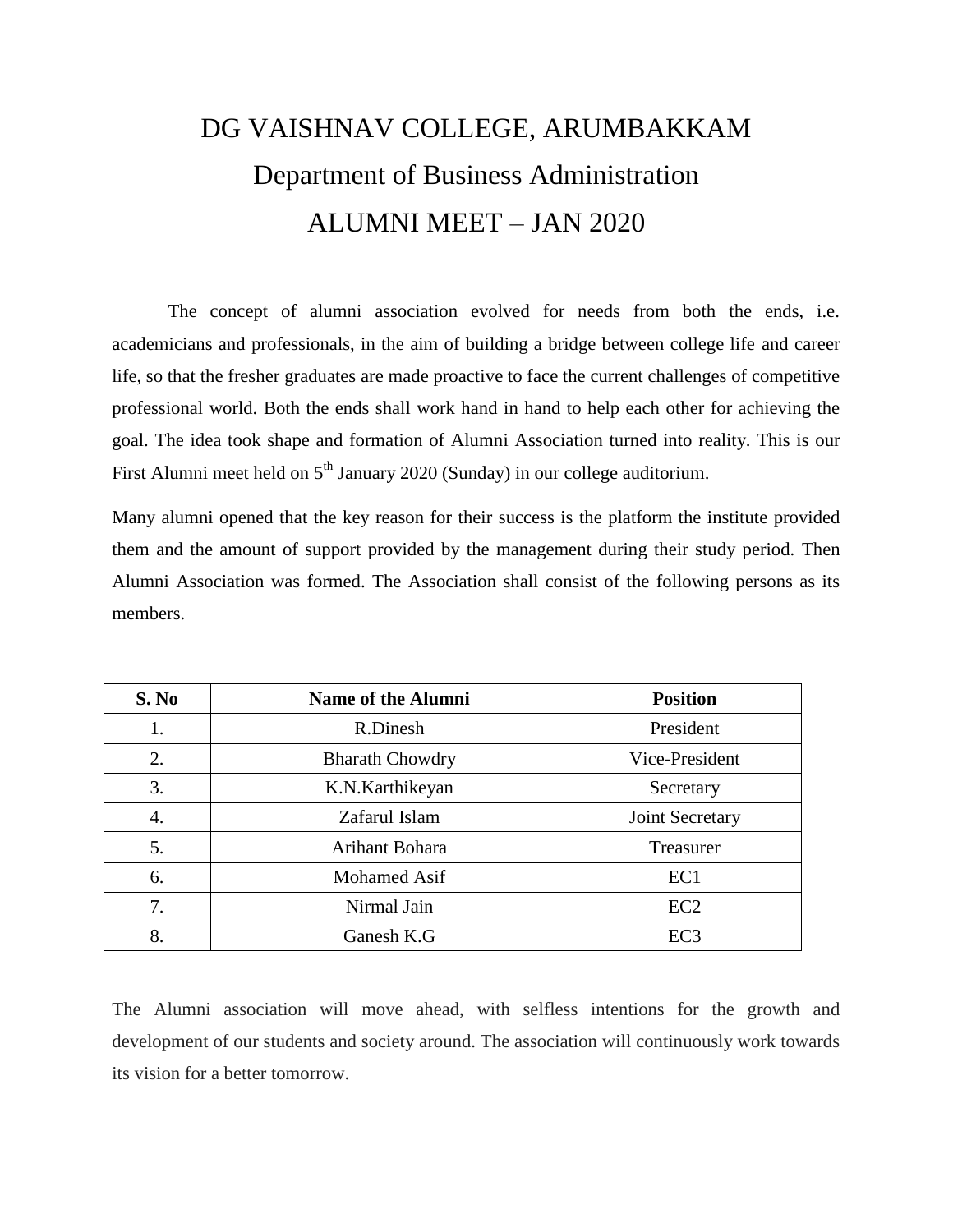# DG VAISHNAV COLLEGE, ARUMBAKKAM

## Department of Business Administration

## ALUMNI MEET – JAN 2020

The concept of alumni association evolved for needs from both the ends, i.e. academicians and professionals, in the aim of building a bridge between college life and career life, so that the fresher graduates are made proactive to face the current challenges of competitive professional world. Both the ends shall work hand in hand to help each other for achieving the goal. The idea took shape and formation of Alumni Association turned into reality. This is our First Alumni meet held on 5th January 2020 (Sunday) in our college auditorium.

Many alumni opened that the key reason for their success is the platform the institute provided them and the amount of support provided by the management during their study period. Then Alumni Association was formed. The Association shall consist of the following persons as its members.

| S. No | Name of the Alumni | Position |
|---|---|---|
| 1. | R.Dinesh | President |
| 2. | Bharath Chowdry | Vice-President |
| 3. | K.N.Karthikeyan | Secretary |
| 4. | Zafarul Islam | Joint Secretary |
| 5. | Arihant Bohara | Treasurer |
| 6. | Mohamed Asif | EC1 |
| 7. | Nirmal Jain | EC2 |
| 8. | Ganesh K.G | EC3 |

The Alumni association will move ahead, with selfless intentions for the growth and development of our students and society around. The association will continuously work towards its vision for a better tomorrow.